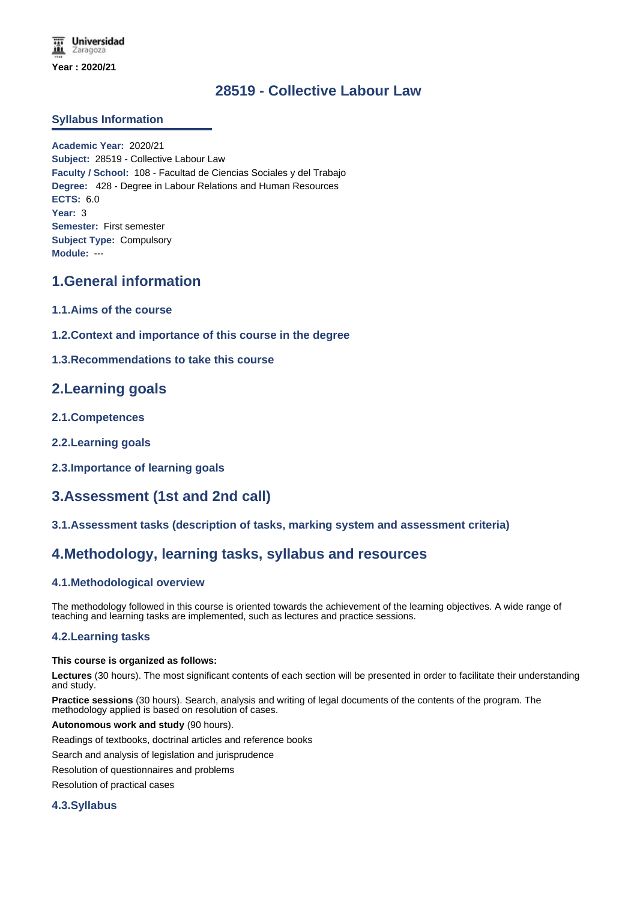Year : 2020/21

# 28519 - Collective Labour Law

## Syllabus Information

**Academic Year:** 2020/21
**Subject:** 28519 - Collective Labour Law
**Faculty / School:** 108 - Facultad de Ciencias Sociales y del Trabajo
**Degree:** 428 - Degree in Labour Relations and Human Resources
**ECTS:** 6.0
**Year:** 3
**Semester:** First semester
**Subject Type:** Compulsory
**Module:** ---

## 1.General information

### 1.1.Aims of the course

### 1.2.Context and importance of this course in the degree

### 1.3.Recommendations to take this course

## 2.Learning goals

### 2.1.Competences

### 2.2.Learning goals

### 2.3.Importance of learning goals

## 3.Assessment (1st and 2nd call)

### 3.1.Assessment tasks (description of tasks, marking system and assessment criteria)

## 4.Methodology, learning tasks, syllabus and resources

### 4.1.Methodological overview

The methodology followed in this course is oriented towards the achievement of the learning objectives. A wide range of teaching and learning tasks are implemented, such as lectures and practice sessions.

### 4.2.Learning tasks

**This course is organized as follows:**

**Lectures** (30 hours). The most significant contents of each section will be presented in order to facilitate their understanding and study.

**Practice sessions** (30 hours). Search, analysis and writing of legal documents of the contents of the program. The methodology applied is based on resolution of cases.

**Autonomous work and study** (90 hours).

Readings of textbooks, doctrinal articles and reference books

Search and analysis of legislation and jurisprudence

Resolution of questionnaires and problems

Resolution of practical cases

### 4.3.Syllabus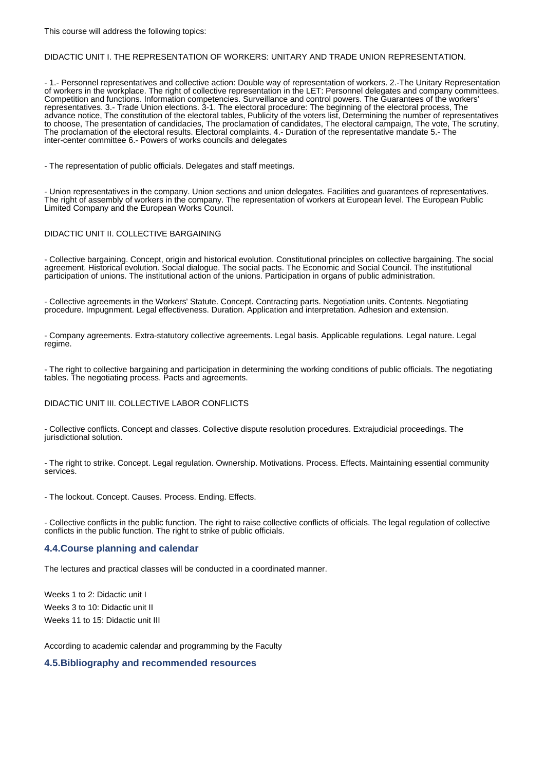This course will address the following topics:

DIDACTIC UNIT I. THE REPRESENTATION OF WORKERS: UNITARY AND TRADE UNION REPRESENTATION.

- 1.- Personnel representatives and collective action: Double way of representation of workers. 2.-The Unitary Representation of workers in the workplace. The right of collective representation in the LET: Personnel delegates and company committees. Competition and functions. Information competencies. Surveillance and control powers. The Guarantees of the workers' representatives. 3.- Trade Union elections. 3-1. The electoral procedure: The beginning of the electoral process, The advance notice, The constitution of the electoral tables, Publicity of the voters list, Determining the number of representatives to choose, The presentation of candidacies, The proclamation of candidates, The electoral campaign, The vote, The scrutiny, The proclamation of the electoral results. Electoral complaints. 4.- Duration of the representative mandate 5.- The inter-center committee 6.- Powers of works councils and delegates

- The representation of public officials. Delegates and staff meetings.

- Union representatives in the company. Union sections and union delegates. Facilities and guarantees of representatives. The right of assembly of workers in the company. The representation of workers at European level. The European Public Limited Company and the European Works Council.

DIDACTIC UNIT II. COLLECTIVE BARGAINING

- Collective bargaining. Concept, origin and historical evolution. Constitutional principles on collective bargaining. The social agreement. Historical evolution. Social dialogue. The social pacts. The Economic and Social Council. The institutional participation of unions. The institutional action of the unions. Participation in organs of public administration.

- Collective agreements in the Workers' Statute. Concept. Contracting parts. Negotiation units. Contents. Negotiating procedure. Impugnment. Legal effectiveness. Duration. Application and interpretation. Adhesion and extension.

- Company agreements. Extra-statutory collective agreements. Legal basis. Applicable regulations. Legal nature. Legal regime.

- The right to collective bargaining and participation in determining the working conditions of public officials. The negotiating tables. The negotiating process. Pacts and agreements.

DIDACTIC UNIT III. COLLECTIVE LABOR CONFLICTS

- Collective conflicts. Concept and classes. Collective dispute resolution procedures. Extrajudicial proceedings. The jurisdictional solution.

- The right to strike. Concept. Legal regulation. Ownership. Motivations. Process. Effects. Maintaining essential community services.

- The lockout. Concept. Causes. Process. Ending. Effects.

- Collective conflicts in the public function. The right to raise collective conflicts of officials. The legal regulation of collective conflicts in the public function. The right to strike of public officials.

### 4.4.Course planning and calendar

The lectures and practical classes will be conducted in a coordinated manner.

Weeks 1 to 2: Didactic unit I
Weeks 3 to 10: Didactic unit II
Weeks 11 to 15: Didactic unit III

According to academic calendar and programming by the Faculty

### 4.5.Bibliography and recommended resources